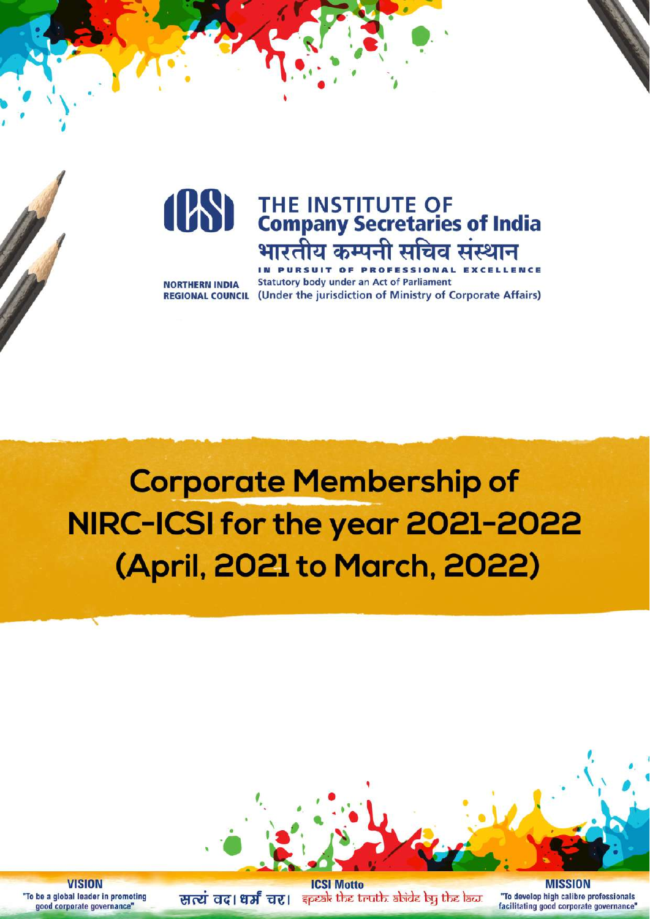# THE INSTITUTE OF Company Secretaries of India

भारतीय कम्पनी सचिव संस्थान

IN PURSUIT OF PROFESSIONAL EXCELLENCE

NORTHERN INDIA REGIONAL COUNCIL

Statutory body under an Act of Parliament
(Under the jurisdiction of Ministry of Corporate Affairs)

# Corporate Membership of NIRC-ICSI for the year 2021-2022 (April, 2021 to March, 2022)

**VISION**
"To be a global leader in promoting good corporate governance"

**ICSI Motto**
सत्यं वद। धर्मं चर। speak the truth. abide by the law.

**MISSION**
"To develop high calibre professionals facilitating good corporate governance"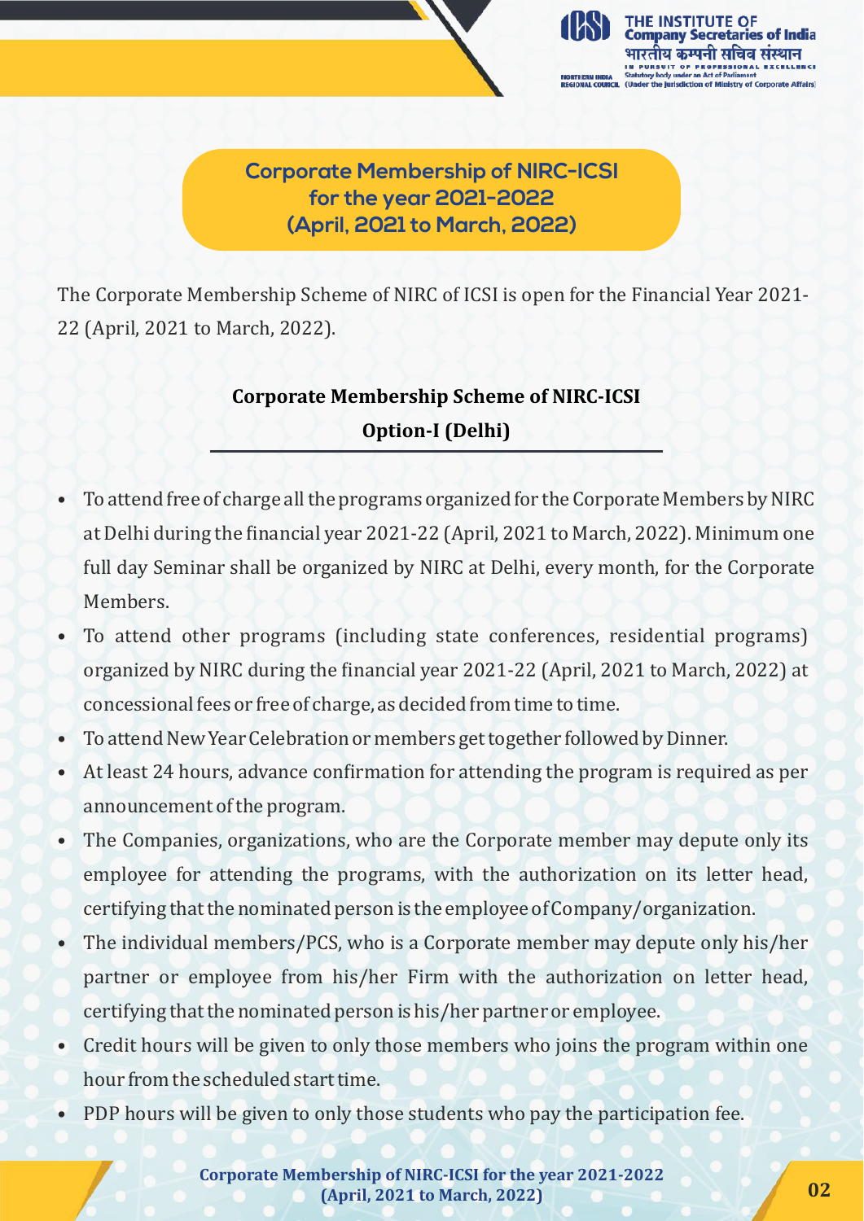## Corporate Membership of NIRC-ICSI for the year 2021-2022 (April, 2021 to March, 2022)

The Corporate Membership Scheme of NIRC of ICSI is open for the Financial Year 2021-22 (April, 2021 to March, 2022).

### Corporate Membership Scheme of NIRC-ICSI
### Option-I (Delhi)

- To attend free of charge all the programs organized for the Corporate Members by NIRC at Delhi during the financial year 2021-22 (April, 2021 to March, 2022). Minimum one full day Seminar shall be organized by NIRC at Delhi, every month, for the Corporate Members.
- To attend other programs (including state conferences, residential programs) organized by NIRC during the financial year 2021-22 (April, 2021 to March, 2022) at concessional fees or free of charge, as decided from time to time.
- To attend New Year Celebration or members get together followed by Dinner.
- At least 24 hours, advance confirmation for attending the program is required as per announcement of the program.
- The Companies, organizations, who are the Corporate member may depute only its employee for attending the programs, with the authorization on its letter head, certifying that the nominated person is the employee of Company/organization.
- The individual members/PCS, who is a Corporate member may depute only his/her partner or employee from his/her Firm with the authorization on letter head, certifying that the nominated person is his/her partner or employee.
- Credit hours will be given to only those members who joins the program within one hour from the scheduled start time.
- PDP hours will be given to only those students who pay the participation fee.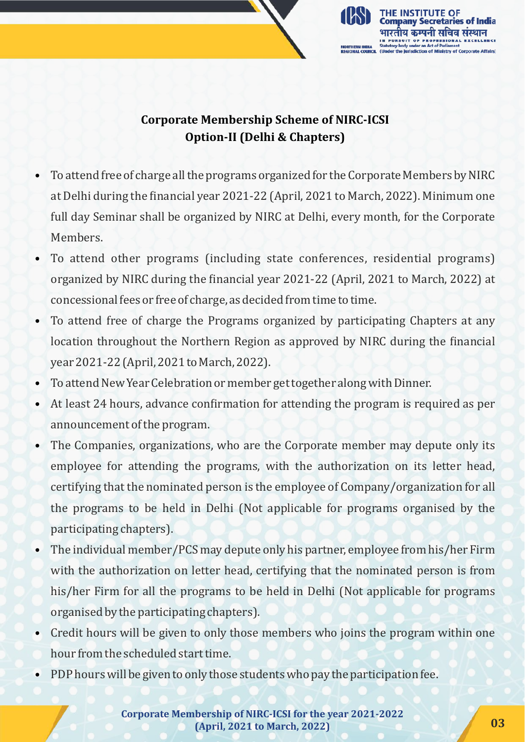## Corporate Membership Scheme of NIRC-ICSI
## Option-II (Delhi & Chapters)

- To attend free of charge all the programs organized for the Corporate Members by NIRC at Delhi during the financial year 2021-22 (April, 2021 to March, 2022). Minimum one full day Seminar shall be organized by NIRC at Delhi, every month, for the Corporate Members.
- To attend other programs (including state conferences, residential programs) organized by NIRC during the financial year 2021-22 (April, 2021 to March, 2022) at concessional fees or free of charge, as decided from time to time.
- To attend free of charge the Programs organized by participating Chapters at any location throughout the Northern Region as approved by NIRC during the financial year 2021-22 (April, 2021 to March, 2022).
- To attend New Year Celebration or member get together along with Dinner.
- At least 24 hours, advance confirmation for attending the program is required as per announcement of the program.
- The Companies, organizations, who are the Corporate member may depute only its employee for attending the programs, with the authorization on its letter head, certifying that the nominated person is the employee of Company/organization for all the programs to be held in Delhi (Not applicable for programs organised by the participating chapters).
- The individual member/PCS may depute only his partner, employee from his/her Firm with the authorization on letter head, certifying that the nominated person is from his/her Firm for all the programs to be held in Delhi (Not applicable for programs organised by the participating chapters).
- Credit hours will be given to only those members who joins the program within one hour from the scheduled start time.
- PDP hours will be given to only those students who pay the participation fee.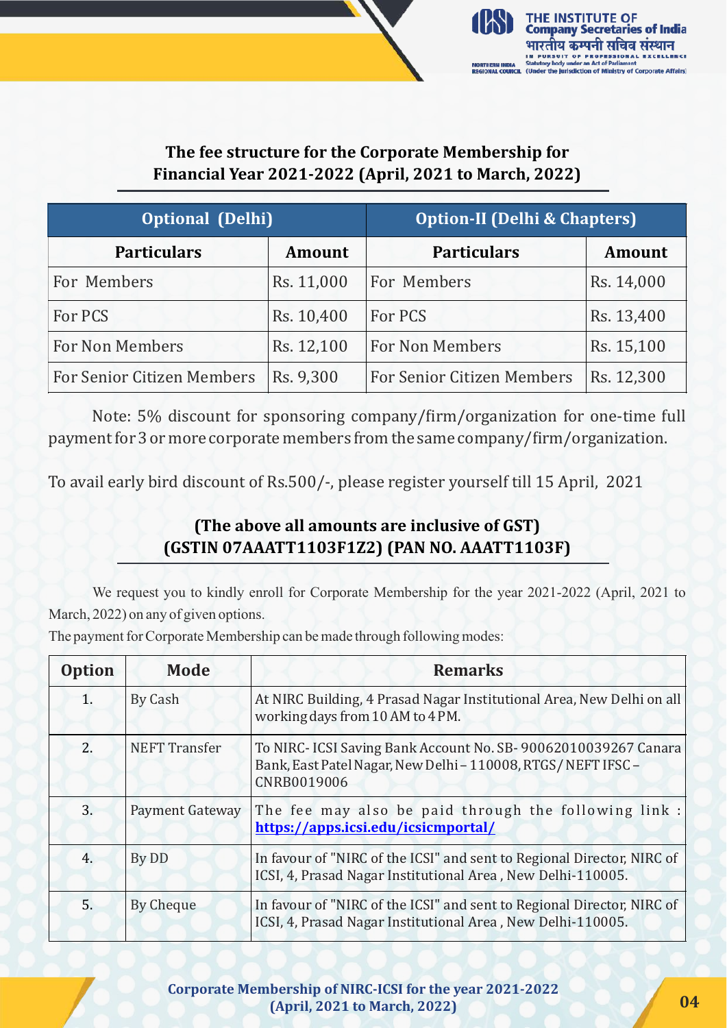## The fee structure for the Corporate Membership for Financial Year 2021-2022 (April, 2021 to March, 2022)

| Optional (Delhi) | | Option-II (Delhi & Chapters) | |
|---|---|---|---|
| **Particulars** | **Amount** | **Particulars** | **Amount** |
| For Members | Rs. 11,000 | For Members | Rs. 14,000 |
| For PCS | Rs. 10,400 | For PCS | Rs. 13,400 |
| For Non Members | Rs. 12,100 | For Non Members | Rs. 15,100 |
| For Senior Citizen Members | Rs. 9,300 | For Senior Citizen Members | Rs. 12,300 |

Note: 5% discount for sponsoring company/firm/organization for one-time full payment for 3 or more corporate members from the same company/firm/organization.

To avail early bird discount of Rs.500/-, please register yourself till 15 April, 2021

**(The above all amounts are inclusive of GST)**
**(GSTIN 07AAATT1103F1Z2) (PAN NO. AAATT1103F)**

We request you to kindly enroll for Corporate Membership for the year 2021-2022 (April, 2021 to March, 2022) on any of given options.

The payment for Corporate Membership can be made through following modes:

| Option | Mode | Remarks |
|---|---|---|
| 1. | By Cash | At NIRC Building, 4 Prasad Nagar Institutional Area, New Delhi on all working days from 10 AM to 4 PM. |
| 2. | NEFT Transfer | To NIRC- ICSI Saving Bank Account No. SB- 90062010039267 Canara Bank, East Patel Nagar, New Delhi – 110008, RTGS/ NEFT IFSC – CNRB0019006 |
| 3. | Payment Gateway | The fee may also be paid through the following link : **https://apps.icsi.edu/icsicmportal/** |
| 4. | By DD | In favour of "NIRC of the ICSI" and sent to Regional Director, NIRC of ICSI, 4, Prasad Nagar Institutional Area , New Delhi-110005. |
| 5. | By Cheque | In favour of "NIRC of the ICSI" and sent to Regional Director, NIRC of ICSI, 4, Prasad Nagar Institutional Area , New Delhi-110005. |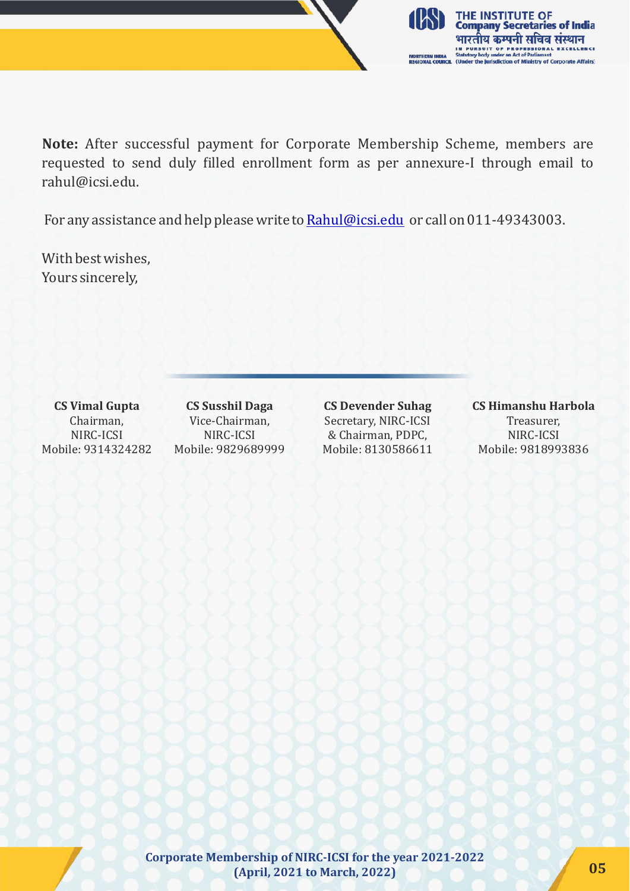**Note:** After successful payment for Corporate Membership Scheme, members are requested to send duly filled enrollment form as per annexure-I through email to rahul@icsi.edu.

For any assistance and help please write to [Rahul@icsi.edu](mailto:Rahul@icsi.edu) or call on 011-49343003.

With best wishes,
Yours sincerely,

| **CS Vimal Gupta** | **CS Susshil Daga** | **CS Devender Suhag** | **CS Himanshu Harbola** |
|---|---|---|---|
| Chairman, NIRC-ICSI | Vice-Chairman, NIRC-ICSI | Secretary, NIRC-ICSI & Chairman, PDPC, | Treasurer, NIRC-ICSI |
| Mobile: 9314324282 | Mobile: 9829689999 | Mobile: 8130586611 | Mobile: 9818993836 |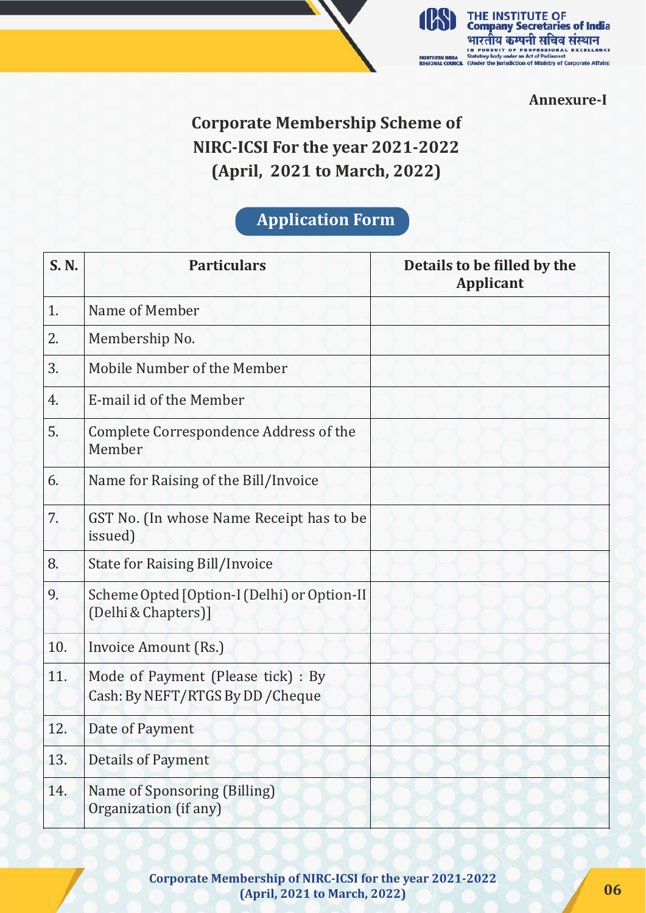**Annexure-I**

# Corporate Membership Scheme of NIRC-ICSI For the year 2021-2022 (April, 2021 to March, 2022)

## Application Form

| S. N. | Particulars | Details to be filled by the Applicant |
|---|---|---|
| 1. | Name of Member | |
| 2. | Membership No. | |
| 3. | Mobile Number of the Member | |
| 4. | E-mail id of the Member | |
| 5. | Complete Correspondence Address of the Member | |
| 6. | Name for Raising of the Bill/Invoice | |
| 7. | GST No. (In whose Name Receipt has to be issued) | |
| 8. | State for Raising Bill/Invoice | |
| 9. | Scheme Opted [Option-I (Delhi) or Option-II (Delhi & Chapters)] | |
| 10. | Invoice Amount (Rs.) | |
| 11. | Mode of Payment (Please tick) : By Cash: By NEFT/RTGS By DD /Cheque | |
| 12. | Date of Payment | |
| 13. | Details of Payment | |
| 14. | Name of Sponsoring (Billing) Organization (if any) | |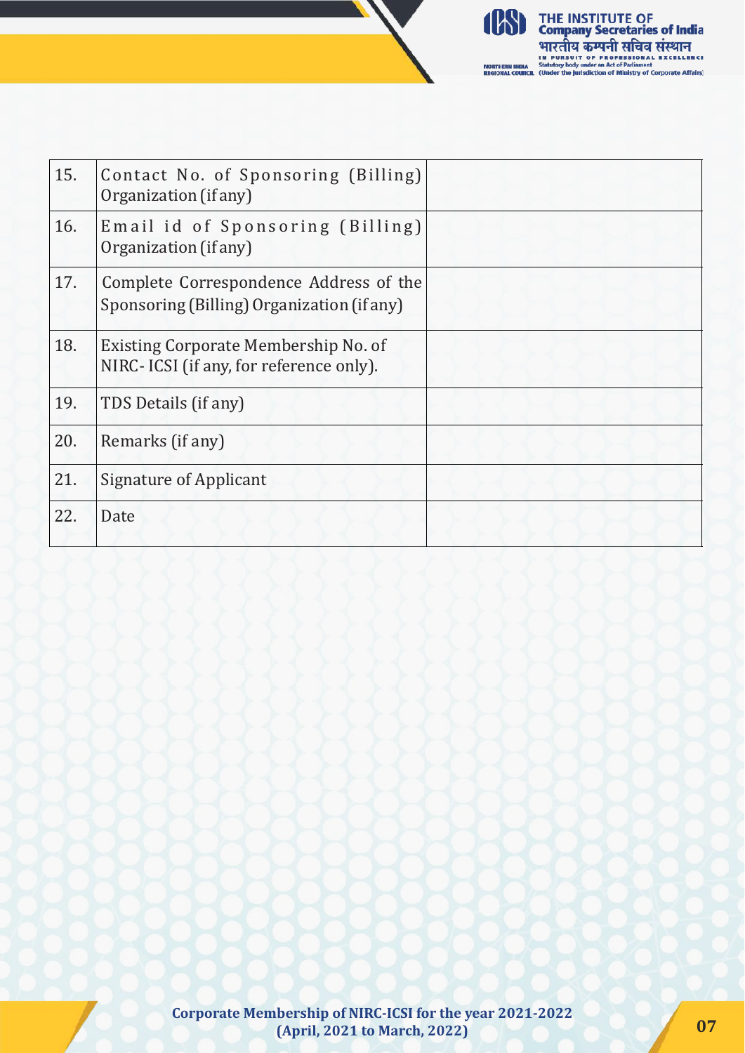| | | |
|---|---|---|
| 15. | Contact No. of Sponsoring (Billing) Organization (if any) | |
| 16. | Email id of Sponsoring (Billing) Organization (if any) | |
| 17. | Complete Correspondence Address of the Sponsoring (Billing) Organization (if any) | |
| 18. | Existing Corporate Membership No. of NIRC- ICSI (if any, for reference only). | |
| 19. | TDS Details (if any) | |
| 20. | Remarks (if any) | |
| 21. | Signature of Applicant | |
| 22. | Date | |